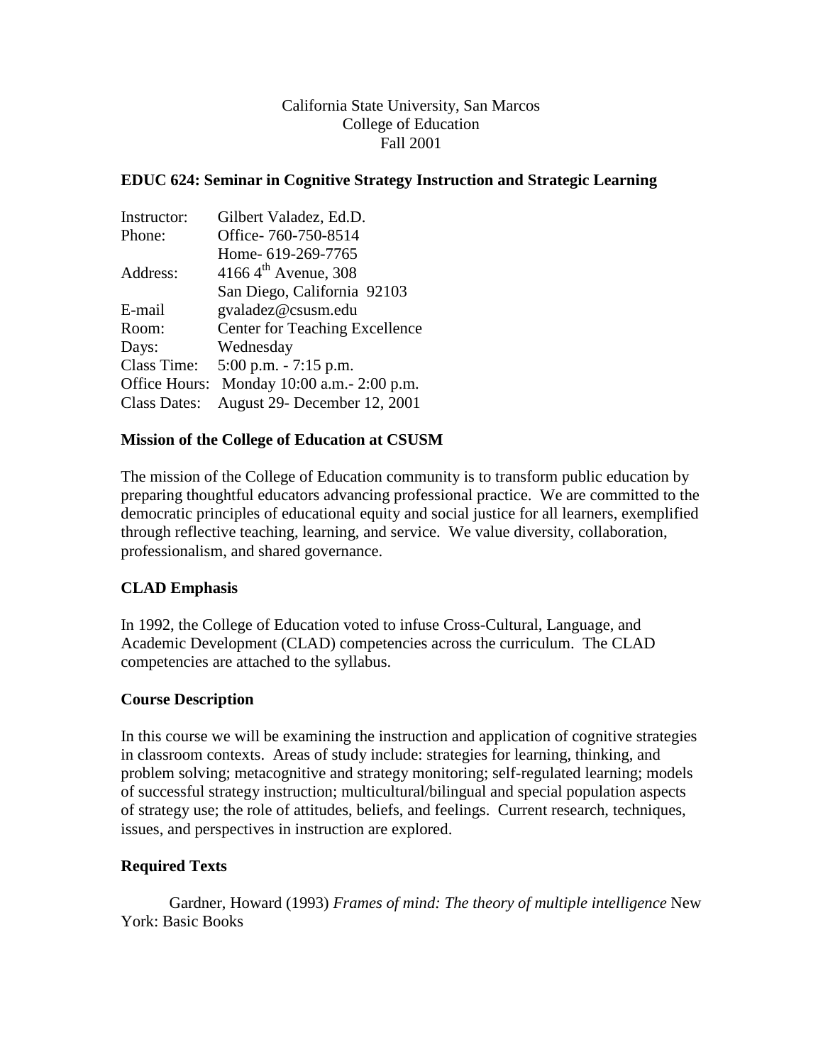California State University, San Marcos
College of Education
Fall 2001

**EDUC 624: Seminar in Cognitive Strategy Instruction and Strategic Learning**

| | |
|---|---|
| Instructor: | Gilbert Valadez, Ed.D. |
| Phone: | Office- 760-750-8514 |
| | Home- 619-269-7765 |
| Address: | 4166 4th Avenue, 308 |
| | San Diego, California 92103 |
| E-mail | gvaladez@csusm.edu |
| Room: | Center for Teaching Excellence |
| Days: | Wednesday |
| Class Time: | 5:00 p.m. - 7:15 p.m. |
| Office Hours: | Monday 10:00 a.m.- 2:00 p.m. |
| Class Dates: | August 29- December 12, 2001 |

## Mission of the College of Education at CSUSM

The mission of the College of Education community is to transform public education by preparing thoughtful educators advancing professional practice. We are committed to the democratic principles of educational equity and social justice for all learners, exemplified through reflective teaching, learning, and service. We value diversity, collaboration, professionalism, and shared governance.

## CLAD Emphasis

In 1992, the College of Education voted to infuse Cross-Cultural, Language, and Academic Development (CLAD) competencies across the curriculum. The CLAD competencies are attached to the syllabus.

## Course Description

In this course we will be examining the instruction and application of cognitive strategies in classroom contexts. Areas of study include: strategies for learning, thinking, and problem solving; metacognitive and strategy monitoring; self-regulated learning; models of successful strategy instruction; multicultural/bilingual and special population aspects of strategy use; the role of attitudes, beliefs, and feelings. Current research, techniques, issues, and perspectives in instruction are explored.

## Required Texts

Gardner, Howard (1993) *Frames of mind: The theory of multiple intelligence* New York: Basic Books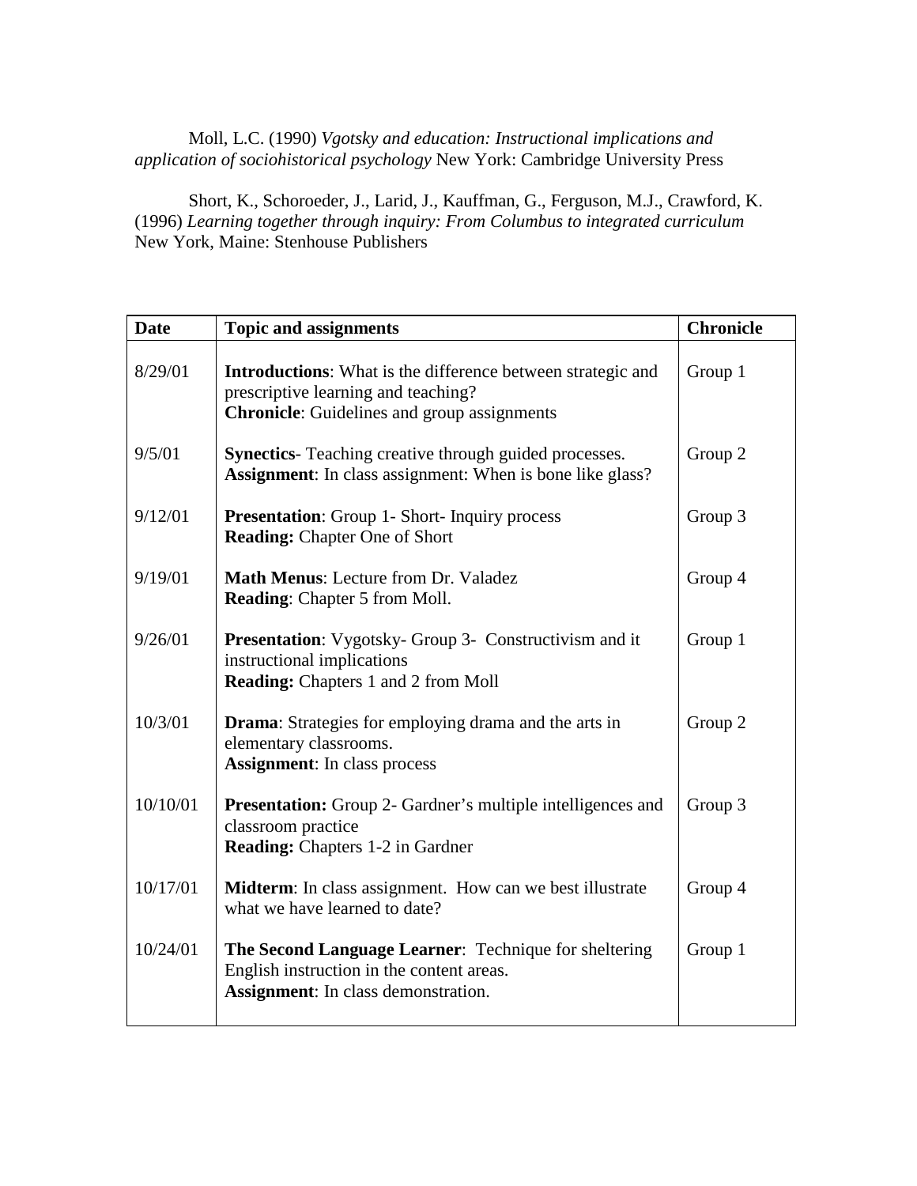Moll, L.C. (1990) *Vgotsky and education: Instructional implications and application of sociohistorical psychology* New York: Cambridge University Press

Short, K., Schoroeder, J., Larid, J., Kauffman, G., Ferguson, M.J., Crawford, K. (1996) *Learning together through inquiry: From Columbus to integrated curriculum* New York, Maine: Stenhouse Publishers

| **Date** | **Topic and assignments** | **Chronicle** |
|---|---|---|
| 8/29/01 | **Introductions**: What is the difference between strategic and prescriptive learning and teaching?<br>**Chronicle**: Guidelines and group assignments | Group 1 |
| 9/5/01 | **Synectics**- Teaching creative through guided processes.<br>**Assignment**: In class assignment: When is bone like glass? | Group 2 |
| 9/12/01 | **Presentation**: Group 1- Short- Inquiry process<br>**Reading:** Chapter One of Short | Group 3 |
| 9/19/01 | **Math Menus**: Lecture from Dr. Valadez<br>**Reading**: Chapter 5 from Moll. | Group 4 |
| 9/26/01 | **Presentation**: Vygotsky- Group 3- Constructivism and it instructional implications<br>**Reading:** Chapters 1 and 2 from Moll | Group 1 |
| 10/3/01 | **Drama**: Strategies for employing drama and the arts in elementary classrooms.<br>**Assignment**: In class process | Group 2 |
| 10/10/01 | **Presentation:** Group 2- Gardner's multiple intelligences and classroom practice<br>**Reading:** Chapters 1-2 in Gardner | Group 3 |
| 10/17/01 | **Midterm**: In class assignment. How can we best illustrate what we have learned to date? | Group 4 |
| 10/24/01 | **The Second Language Learner**: Technique for sheltering English instruction in the content areas.<br>**Assignment**: In class demonstration. | Group 1 |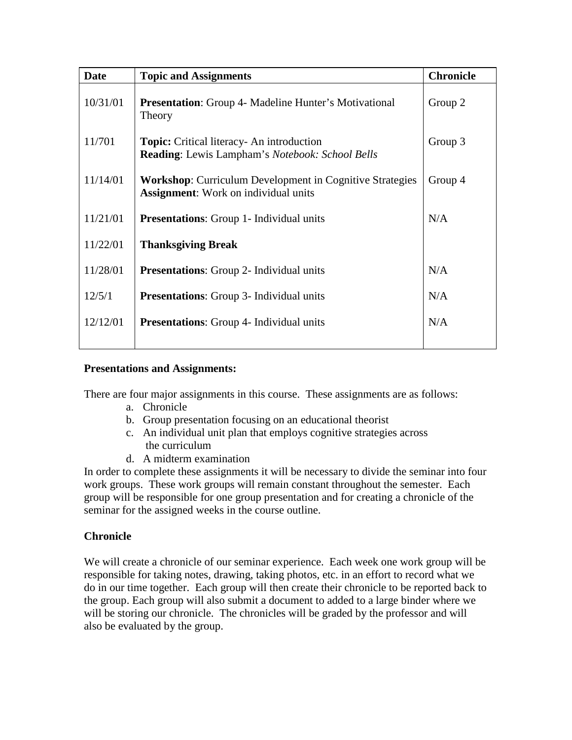| Date | Topic and Assignments | Chronicle |
|---|---|---|
| 10/31/01 | **Presentation**: Group 4- Madeline Hunter's Motivational Theory | Group 2 |
| 11/701 | **Topic:** Critical literacy- An introduction<br>**Reading**: Lewis Lampham's *Notebook: School Bells* | Group 3 |
| 11/14/01 | **Workshop**: Curriculum Development in Cognitive Strategies<br>**Assignment**: Work on individual units | Group 4 |
| 11/21/01 | **Presentations**: Group 1- Individual units | N/A |
| 11/22/01 | **Thanksgiving Break** | |
| 11/28/01 | **Presentations**: Group 2- Individual units | N/A |
| 12/5/1 | **Presentations**: Group 3- Individual units | N/A |
| 12/12/01 | **Presentations**: Group 4- Individual units | N/A |

**Presentations and Assignments:**

There are four major assignments in this course. These assignments are as follows:

a. Chronicle
b. Group presentation focusing on an educational theorist
c. An individual unit plan that employs cognitive strategies across the curriculum
d. A midterm examination

In order to complete these assignments it will be necessary to divide the seminar into four work groups. These work groups will remain constant throughout the semester. Each group will be responsible for one group presentation and for creating a chronicle of the seminar for the assigned weeks in the course outline.

**Chronicle**

We will create a chronicle of our seminar experience. Each week one work group will be responsible for taking notes, drawing, taking photos, etc. in an effort to record what we do in our time together. Each group will then create their chronicle to be reported back to the group. Each group will also submit a document to added to a large binder where we will be storing our chronicle. The chronicles will be graded by the professor and will also be evaluated by the group.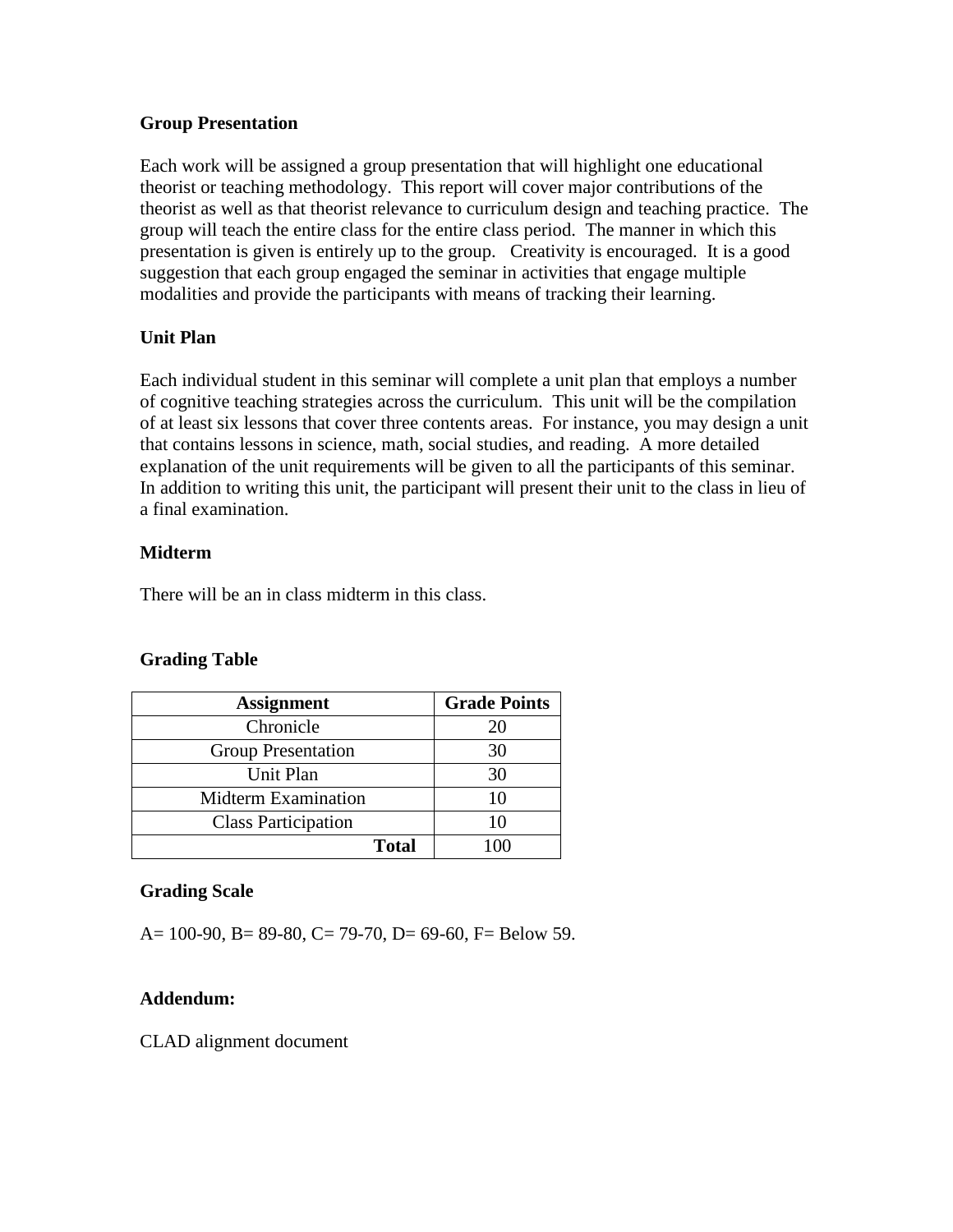**Group Presentation**

Each work will be assigned a group presentation that will highlight one educational theorist or teaching methodology. This report will cover major contributions of the theorist as well as that theorist relevance to curriculum design and teaching practice. The group will teach the entire class for the entire class period. The manner in which this presentation is given is entirely up to the group. Creativity is encouraged. It is a good suggestion that each group engaged the seminar in activities that engage multiple modalities and provide the participants with means of tracking their learning.

**Unit Plan**

Each individual student in this seminar will complete a unit plan that employs a number of cognitive teaching strategies across the curriculum. This unit will be the compilation of at least six lessons that cover three contents areas. For instance, you may design a unit that contains lessons in science, math, social studies, and reading. A more detailed explanation of the unit requirements will be given to all the participants of this seminar. In addition to writing this unit, the participant will present their unit to the class in lieu of a final examination.

**Midterm**

There will be an in class midterm in this class.

**Grading Table**

| Assignment | Grade Points |
|---|---|
| Chronicle | 20 |
| Group Presentation | 30 |
| Unit Plan | 30 |
| Midterm Examination | 10 |
| Class Participation | 10 |
| **Total** | 100 |

**Grading Scale**

A= 100-90, B= 89-80, C= 79-70, D= 69-60, F= Below 59.

**Addendum:**

CLAD alignment document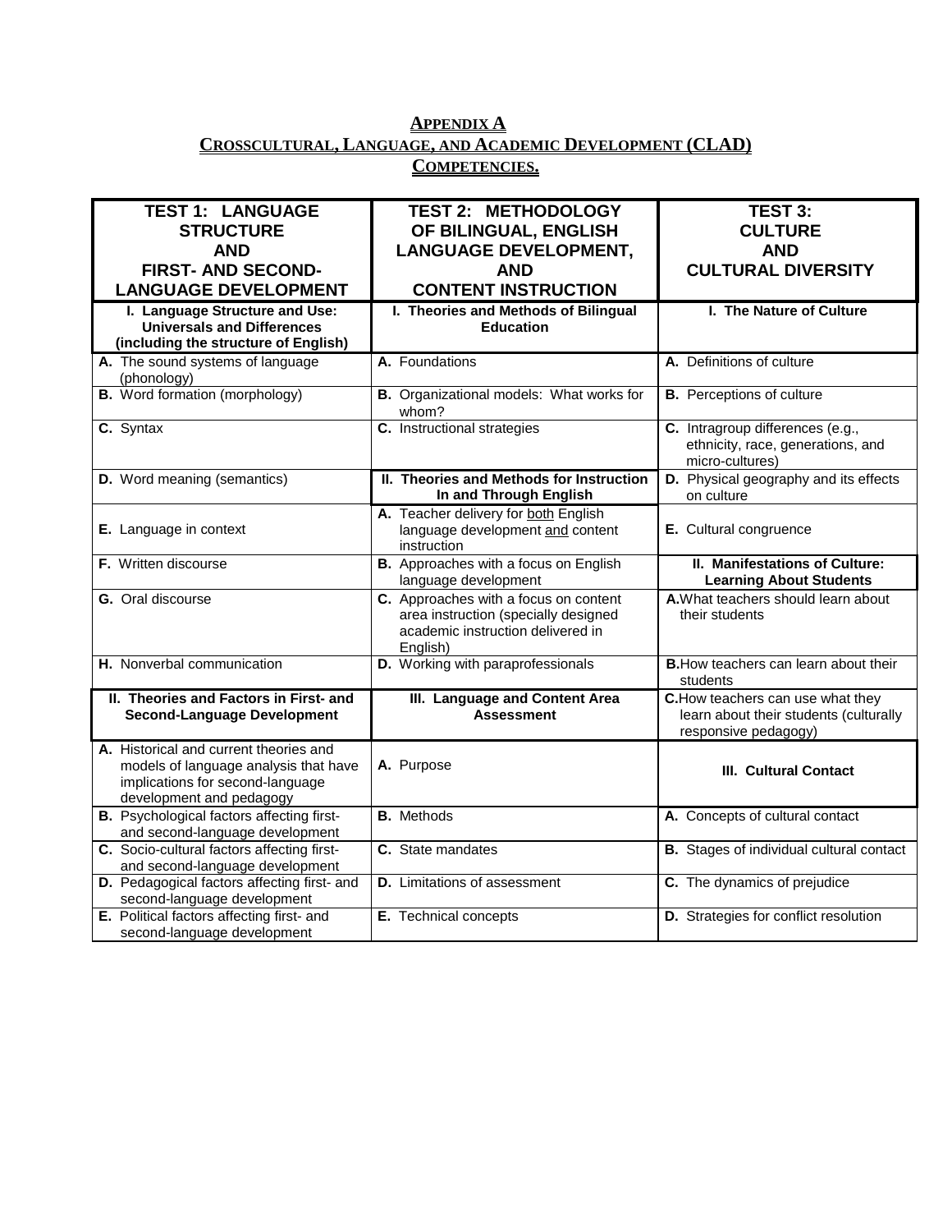## APPENDIX A
## CROSSCULTURAL, LANGUAGE, AND ACADEMIC DEVELOPMENT (CLAD) COMPETENCIES.

| TEST 1: LANGUAGE STRUCTURE AND FIRST- AND SECOND-LANGUAGE DEVELOPMENT | TEST 2: METHODOLOGY OF BILINGUAL, ENGLISH LANGUAGE DEVELOPMENT, AND CONTENT INSTRUCTION | TEST 3: CULTURE AND CULTURAL DIVERSITY |
|---|---|---|
| **I. Language Structure and Use: Universals and Differences (including the structure of English)** | **I. Theories and Methods of Bilingual Education** | **I. The Nature of Culture** |
| **A.** The sound systems of language (phonology) | **A.** Foundations | **A.** Definitions of culture |
| **B.** Word formation (morphology) | **B.** Organizational models: What works for whom? | **B.** Perceptions of culture |
| **C.** Syntax | **C.** Instructional strategies | **C.** Intragroup differences (e.g., ethnicity, race, generations, and micro-cultures) |
| **D.** Word meaning (semantics) | **II. Theories and Methods for Instruction In and Through English** | **D.** Physical geography and its effects on culture |
| **E.** Language in context | **A.** Teacher delivery for both English language development and content instruction | **E.** Cultural congruence |
| **F.** Written discourse | **B.** Approaches with a focus on English language development | **II. Manifestations of Culture: Learning About Students** |
| **G.** Oral discourse | **C.** Approaches with a focus on content area instruction (specially designed academic instruction delivered in English) | **A.** What teachers should learn about their students |
| **H.** Nonverbal communication | **D.** Working with paraprofessionals | **B.** How teachers can learn about their students |
| **II. Theories and Factors in First- and Second-Language Development** | **III. Language and Content Area Assessment** | **C.** How teachers can use what they learn about their students (culturally responsive pedagogy) |
| **A.** Historical and current theories and models of language analysis that have implications for second-language development and pedagogy | **A.** Purpose | **III. Cultural Contact** |
| **B.** Psychological factors affecting first- and second-language development | **B.** Methods | **A.** Concepts of cultural contact |
| **C.** Socio-cultural factors affecting first- and second-language development | **C.** State mandates | **B.** Stages of individual cultural contact |
| **D.** Pedagogical factors affecting first- and second-language development | **D.** Limitations of assessment | **C.** The dynamics of prejudice |
| **E.** Political factors affecting first- and second-language development | **E.** Technical concepts | **D.** Strategies for conflict resolution |